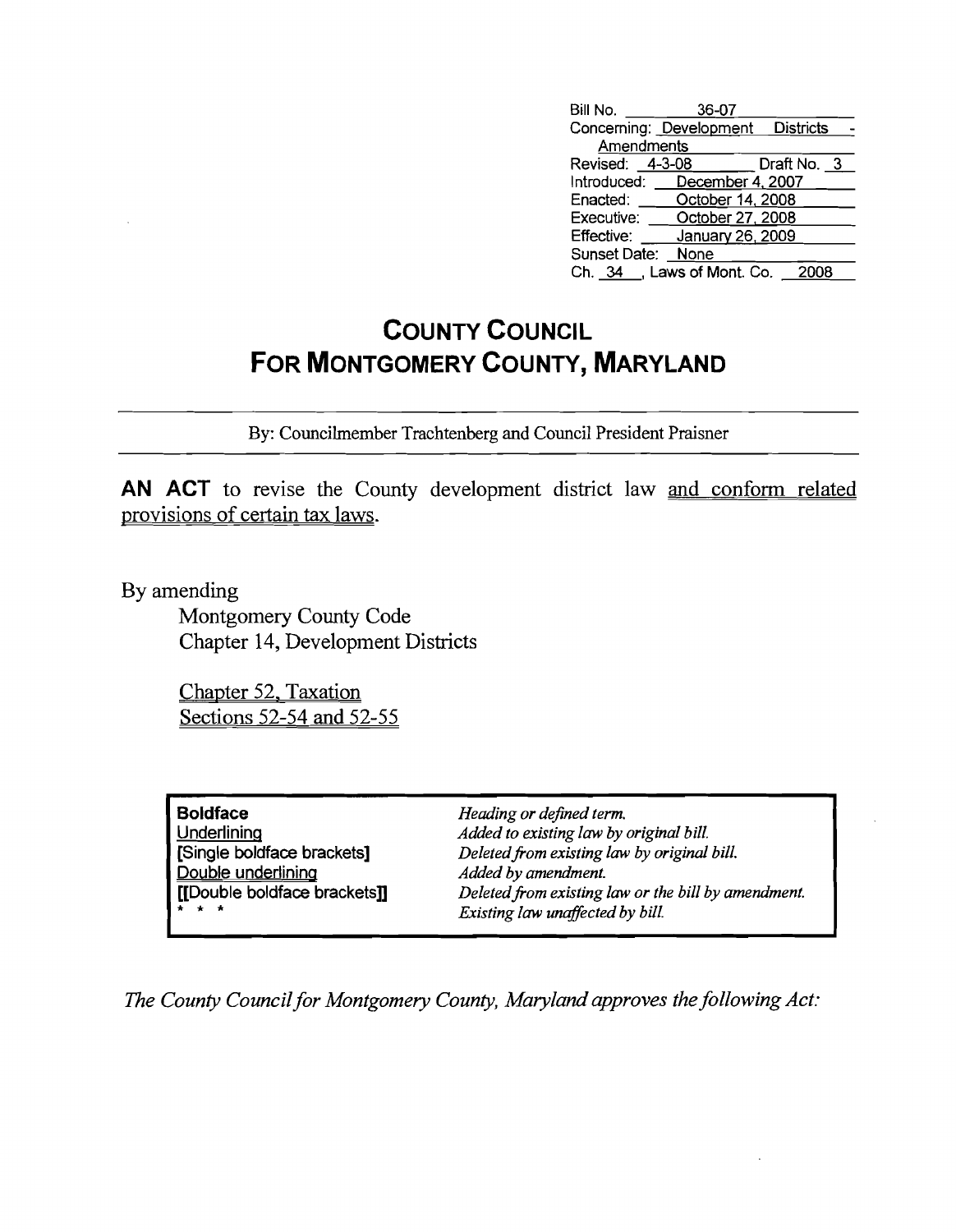Bill No. 36-07
Concerning: Development Districts - Amendments
Revised: 4-3-08 Draft No. 3
Introduced: December 4, 2007
Enacted: October 14, 2008
Executive: October 27, 2008
Effective: January 26, 2009
Sunset Date: None
Ch. 34, Laws of Mont. Co. 2008

# COUNTY COUNCIL FOR MONTGOMERY COUNTY, MARYLAND

By: Councilmember Trachtenberg and Council President Praisner

**AN ACT** to revise the County development district law and conform related provisions of certain tax laws.

By amending
Montgomery County Code
Chapter 14, Development Districts

Chapter 52, Taxation
Sections 52-54 and 52-55

| | |
|---|---|
| **Boldface** | *Heading or defined term.* |
| Underlining | *Added to existing law by original bill.* |
| [Single boldface brackets] | *Deleted from existing law by original bill.* |
| Double underlining | *Added by amendment.* |
| [[Double boldface brackets]] | *Deleted from existing law or the bill by amendment.* |
| * * * | *Existing law unaffected by bill.* |

*The County Council for Montgomery County, Maryland approves the following Act:*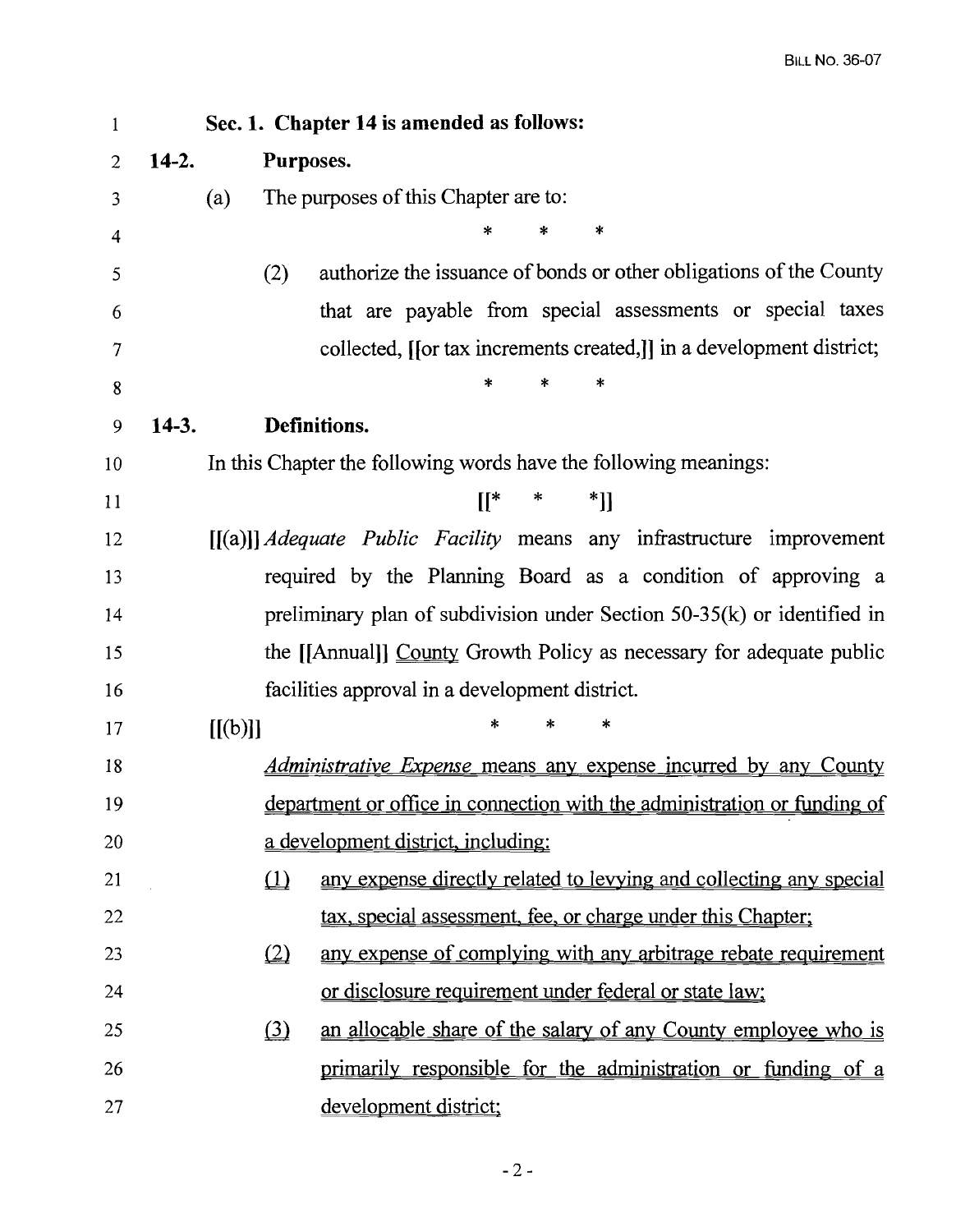**Sec. 1. Chapter 14 is amended as follows:**

**14-2. Purposes.**

(a) The purposes of this Chapter are to:

\* \* \*

(2) authorize the issuance of bonds or other obligations of the County that are payable from special assessments or special taxes collected, [[or tax increments created,]] in a development district;

\* \* \*

**14-3. Definitions.**

In this Chapter the following words have the following meanings:

[[\* \* \*]]

[[(a)]] *Adequate Public Facility* means any infrastructure improvement required by the Planning Board as a condition of approving a preliminary plan of subdivision under Section 50-35(k) or identified in the [[Annual]] <u>County</u> Growth Policy as necessary for adequate public facilities approval in a development district.

[[(b)]] \* \* \*

<u>*Administrative Expense* means any expense incurred by any County department or office in connection with the administration or funding of a development district, including:</u>

<u>(1)</u> <u>any expense directly related to levying and collecting any special tax, special assessment, fee, or charge under this Chapter;</u>

<u>(2)</u> <u>any expense of complying with any arbitrage rebate requirement or disclosure requirement under federal or state law;</u>

<u>(3)</u> <u>an allocable share of the salary of any County employee who is primarily responsible for the administration or funding of a development district;</u>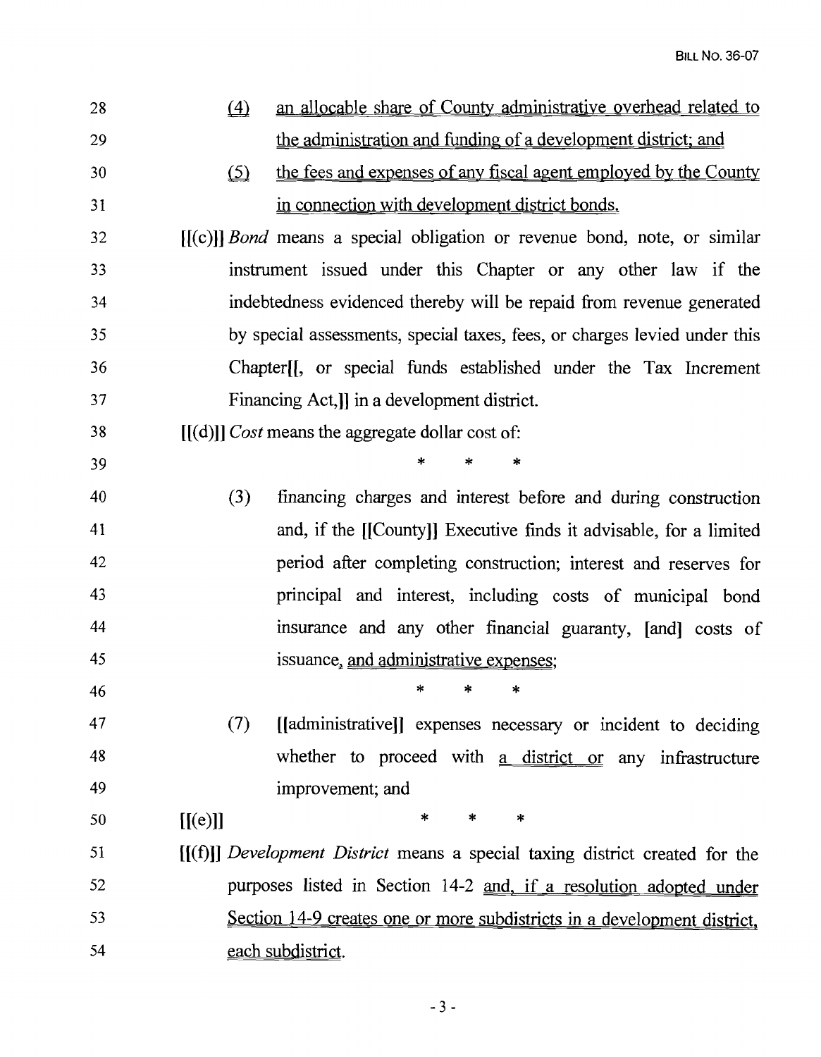28 (4) an allocable share of County administrative overhead related to
29 the administration and funding of a development district; and
30 (5) the fees and expenses of any fiscal agent employed by the County
31 in connection with development district bonds.

32 [[(c)]] *Bond* means a special obligation or revenue bond, note, or similar
33 instrument issued under this Chapter or any other law if the
34 indebtedness evidenced thereby will be repaid from revenue generated
35 by special assessments, special taxes, fees, or charges levied under this
36 Chapter[[, or special funds established under the Tax Increment
37 Financing Act,]] in a development district.

38 [[(d)]] *Cost* means the aggregate dollar cost of:

39 * * *

40 (3) financing charges and interest before and during construction
41 and, if the [[County]] Executive finds it advisable, for a limited
42 period after completing construction; interest and reserves for
43 principal and interest, including costs of municipal bond
44 insurance and any other financial guaranty, [and] costs of
45 issuance, and administrative expenses;

46 * * *

47 (7) [[administrative]] expenses necessary or incident to deciding
48 whether to proceed with a district or any infrastructure
49 improvement; and

50 [[(e)]] * * *

51 [[(f)]] *Development District* means a special taxing district created for the
52 purposes listed in Section 14-2 and, if a resolution adopted under
53 Section 14-9 creates one or more subdistricts in a development district,
54 each subdistrict.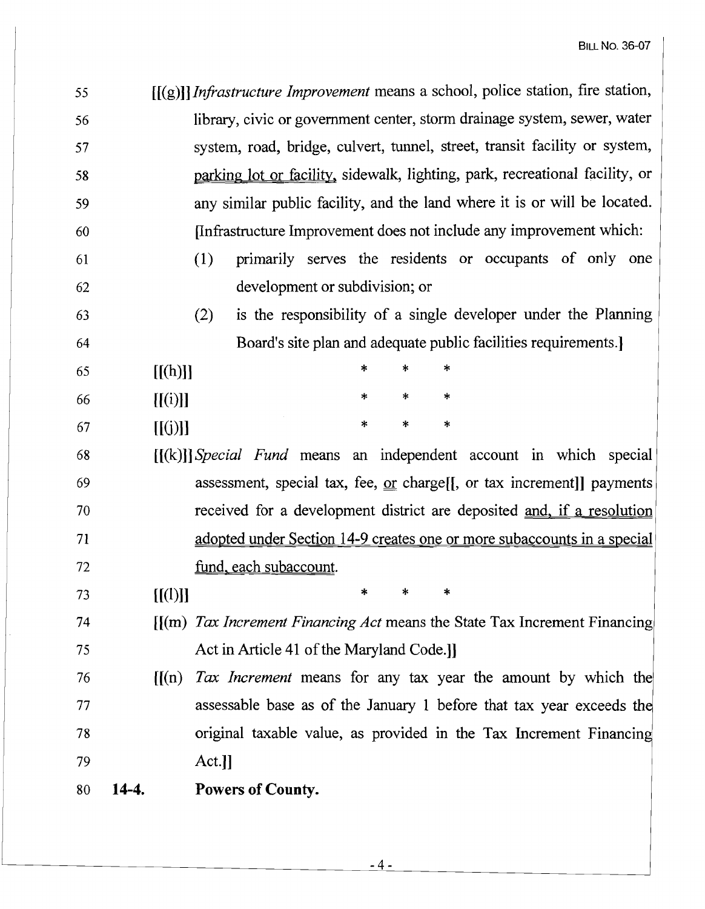55 [[(g)]] *Infrastructure Improvement* means a school, police station, fire station,
56 library, civic or government center, storm drainage system, sewer, water
57 system, road, bridge, culvert, tunnel, street, transit facility or system,
58 parking lot or facility, sidewalk, lighting, park, recreational facility, or
59 any similar public facility, and the land where it is or will be located.
60 [Infrastructure Improvement does not include any improvement which:

61 (1) primarily serves the residents or occupants of only one
62 development or subdivision; or

63 (2) is the responsibility of a single developer under the Planning
64 Board's site plan and adequate public facilities requirements.]

65 [[(h)]] * * *

66 [[(i)]] * * *

67 [[(j)]] * * *

68 [[(k)]] *Special Fund* means an independent account in which special
69 assessment, special tax, fee, or charge[[, or tax increment]] payments
70 received for a development district are deposited and, if a resolution
71 adopted under Section 14-9 creates one or more subaccounts in a special
72 fund, each subaccount.

73 [[(l)]] * * *

74 [[(m) *Tax Increment Financing Act* means the State Tax Increment Financing
75 Act in Article 41 of the Maryland Code.]]

76 [[(n) *Tax Increment* means for any tax year the amount by which the
77 assessable base as of the January 1 before that tax year exceeds the
78 original taxable value, as provided in the Tax Increment Financing
79 Act.]]

80 **14-4. Powers of County.**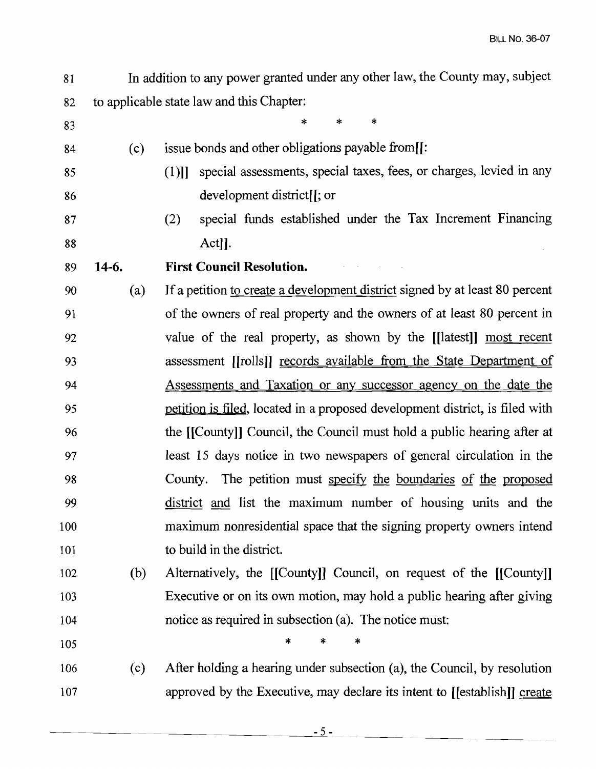In addition to any power granted under any other law, the County may, subject to applicable state law and this Chapter:

\* \* \*

(c) issue bonds and other obligations payable from[[:

(1)]] special assessments, special taxes, fees, or charges, levied in any development district[[; or

(2) special funds established under the Tax Increment Financing Act]].

**14-6. First Council Resolution.**

(a) If a petition to create a development district signed by at least 80 percent of the owners of real property and the owners of at least 80 percent in value of the real property, as shown by the [[latest]] most recent assessment [[rolls]] records available from the State Department of Assessments and Taxation or any successor agency on the date the petition is filed, located in a proposed development district, is filed with the [[County]] Council, the Council must hold a public hearing after at least 15 days notice in two newspapers of general circulation in the County. The petition must specify the boundaries of the proposed district and list the maximum number of housing units and the maximum nonresidential space that the signing property owners intend to build in the district.

(b) Alternatively, the [[County]] Council, on request of the [[County]] Executive or on its own motion, may hold a public hearing after giving notice as required in subsection (a). The notice must:

\* \* \*

(c) After holding a hearing under subsection (a), the Council, by resolution approved by the Executive, may declare its intent to [[establish]] create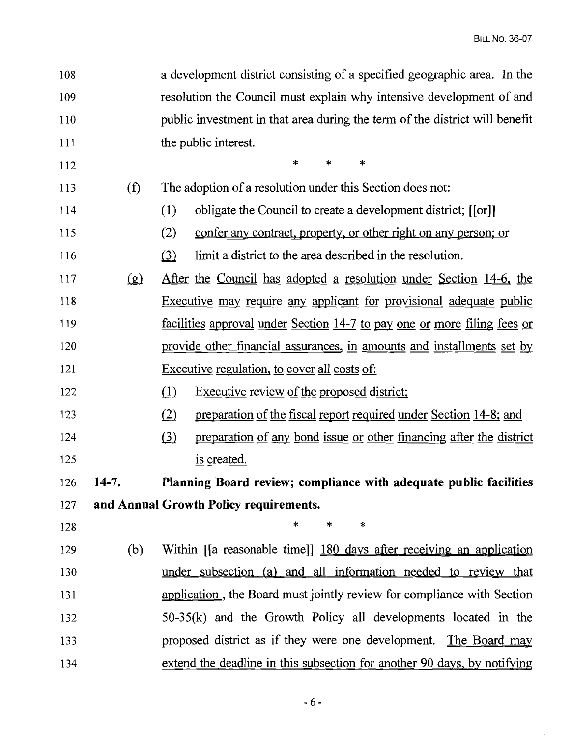108 a development district consisting of a specified geographic area. In the
109 resolution the Council must explain why intensive development of and
110 public investment in that area during the term of the district will benefit
111 the public interest.

112 \* \* \*

113 (f) The adoption of a resolution under this Section does not:

114 (1) obligate the Council to create a development district; [[or]]

115 (2) <u>confer any contract, property, or other right on any person; or</u>

116 <u>(3)</u> limit a district to the area described in the resolution.

117 <u>(g)</u> <u>After the Council has adopted a resolution under Section 14-6, the</u>
118 <u>Executive may require any applicant for provisional adequate public</u>
119 <u>facilities approval under Section 14-7 to pay one or more filing fees or</u>
120 <u>provide other financial assurances, in amounts and installments set by</u>
121 <u>Executive regulation, to cover all costs of:</u>

122 <u>(1)</u> <u>Executive review of the proposed district;</u>

123 <u>(2)</u> <u>preparation of the fiscal report required under Section 14-8; and</u>

124 <u>(3)</u> <u>preparation of any bond issue or other financing after the district</u>
125 <u>is created.</u>

126 **14-7. Planning Board review; compliance with adequate public facilities**
127 **and Annual Growth Policy requirements.**

128 \* \* \*

129 (b) Within [[a reasonable time]] <u>180 days after receiving an application</u>
130 <u>under subsection (a) and all information needed to review that</u>
131 <u>application</u>, the Board must jointly review for compliance with Section
132 50-35(k) and the Growth Policy all developments located in the
133 proposed district as if they were one development. <u>The Board may</u>
134 <u>extend the deadline in this subsection for another 90 days, by notifying</u>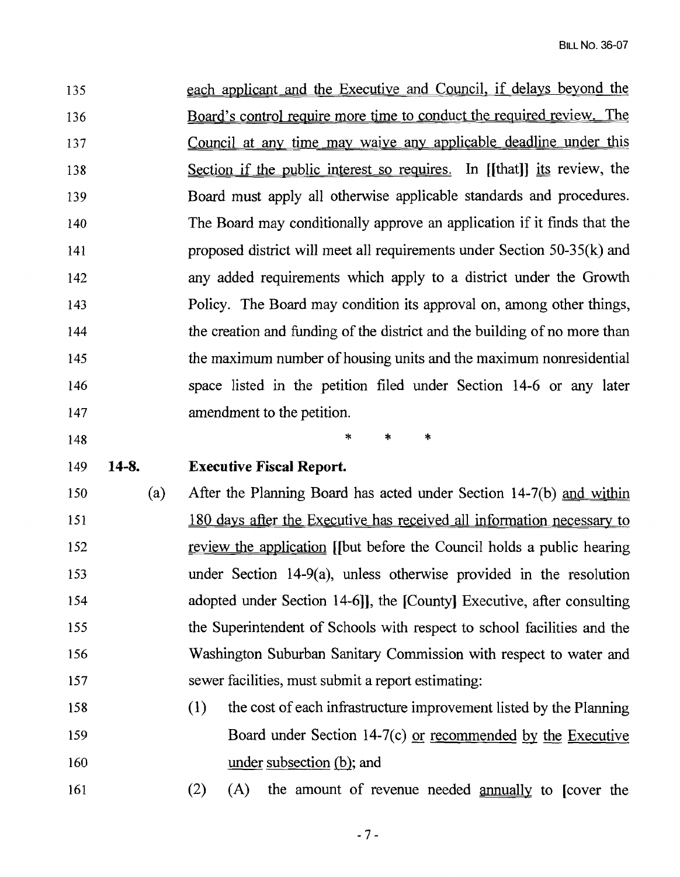each applicant and the Executive and Council, if delays beyond the Board's control require more time to conduct the required review. The Council at any time may waive any applicable deadline under this Section if the public interest so requires. In [[that]] its review, the Board must apply all otherwise applicable standards and procedures. The Board may conditionally approve an application if it finds that the proposed district will meet all requirements under Section 50-35(k) and any added requirements which apply to a district under the Growth Policy. The Board may condition its approval on, among other things, the creation and funding of the district and the building of no more than the maximum number of housing units and the maximum nonresidential space listed in the petition filed under Section 14-6 or any later amendment to the petition.

\* \* \*

**14-8. Executive Fiscal Report.**

(a) After the Planning Board has acted under Section 14-7(b) and within 180 days after the Executive has received all information necessary to review the application [[but before the Council holds a public hearing under Section 14-9(a), unless otherwise provided in the resolution adopted under Section 14-6]], the [County] Executive, after consulting the Superintendent of Schools with respect to school facilities and the Washington Suburban Sanitary Commission with respect to water and sewer facilities, must submit a report estimating:

(1) the cost of each infrastructure improvement listed by the Planning Board under Section 14-7(c) or recommended by the Executive under subsection (b); and

(2) (A) the amount of revenue needed annually to [cover the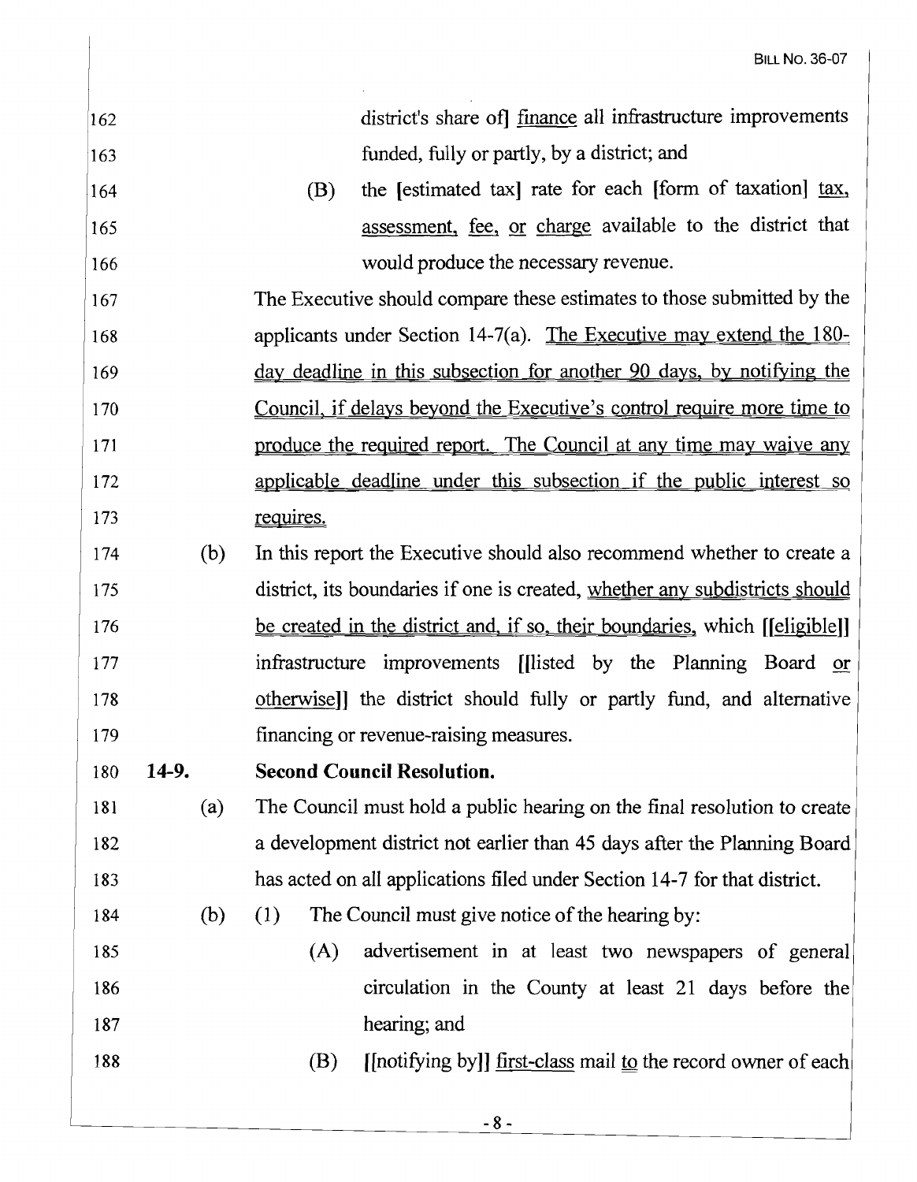162 district's share of] finance all infrastructure improvements
163 funded, fully or partly, by a district; and

164 (B) the [estimated tax] rate for each [form of taxation] tax,
165 assessment, fee, or charge available to the district that
166 would produce the necessary revenue.

167 The Executive should compare these estimates to those submitted by the
168 applicants under Section 14-7(a). The Executive may extend the 180-
169 day deadline in this subsection for another 90 days, by notifying the
170 Council, if delays beyond the Executive's control require more time to
171 produce the required report. The Council at any time may waive any
172 applicable deadline under this subsection if the public interest so
173 requires.

174 (b) In this report the Executive should also recommend whether to create a
175 district, its boundaries if one is created, whether any subdistricts should
176 be created in the district and, if so, their boundaries, which [[eligible]]
177 infrastructure improvements [[listed by the Planning Board or
178 otherwise]] the district should fully or partly fund, and alternative
179 financing or revenue-raising measures.

180 **14-9. Second Council Resolution.**

181 (a) The Council must hold a public hearing on the final resolution to create
182 a development district not earlier than 45 days after the Planning Board
183 has acted on all applications filed under Section 14-7 for that district.

184 (b) (1) The Council must give notice of the hearing by:

185 (A) advertisement in at least two newspapers of general
186 circulation in the County at least 21 days before the
187 hearing; and

188 (B) [[notifying by]] first-class mail to the record owner of each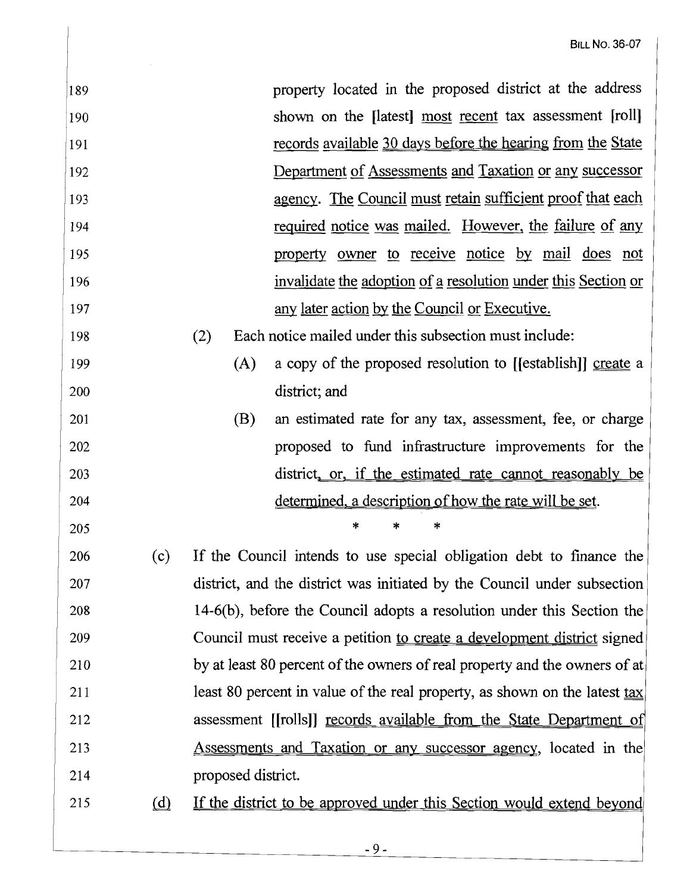property located in the proposed district at the address shown on the [latest] most recent tax assessment [roll] records available 30 days before the hearing from the State Department of Assessments and Taxation or any successor agency. The Council must retain sufficient proof that each required notice was mailed. However, the failure of any property owner to receive notice by mail does not invalidate the adoption of a resolution under this Section or any later action by the Council or Executive.

(2) Each notice mailed under this subsection must include:

(A) a copy of the proposed resolution to [[establish]] create a district; and

(B) an estimated rate for any tax, assessment, fee, or charge proposed to fund infrastructure improvements for the district, or, if the estimated rate cannot reasonably be determined, a description of how the rate will be set.

\* \* \*

(c) If the Council intends to use special obligation debt to finance the district, and the district was initiated by the Council under subsection 14-6(b), before the Council adopts a resolution under this Section the Council must receive a petition to create a development district signed by at least 80 percent of the owners of real property and the owners of at least 80 percent in value of the real property, as shown on the latest tax assessment [[rolls]] records available from the State Department of Assessments and Taxation or any successor agency, located in the proposed district.

(d) If the district to be approved under this Section would extend beyond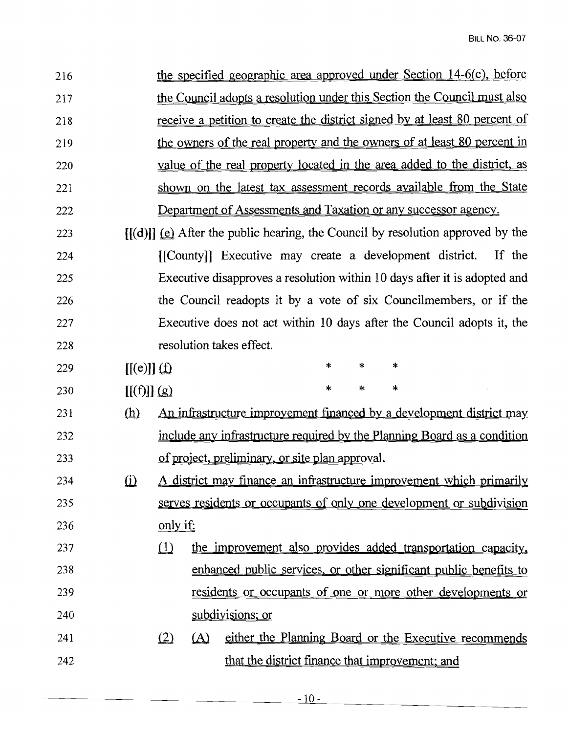the specified geographic area approved under Section 14-6(c), before the Council adopts a resolution under this Section the Council must also receive a petition to create the district signed by at least 80 percent of the owners of the real property and the owners of at least 80 percent in value of the real property located in the area added to the district, as shown on the latest tax assessment records available from the State Department of Assessments and Taxation or any successor agency.

[[(d)]] (e) After the public hearing, the Council by resolution approved by the [[County]] Executive may create a development district. If the Executive disapproves a resolution within 10 days after it is adopted and the Council readopts it by a vote of six Councilmembers, or if the Executive does not act within 10 days after the Council adopts it, the resolution takes effect.

[[(e)]] (f) * * *

[[(f)]] (g) * * *

(h) An infrastructure improvement financed by a development district may include any infrastructure required by the Planning Board as a condition of project, preliminary, or site plan approval.

(i) A district may finance an infrastructure improvement which primarily serves residents or occupants of only one development or subdivision only if:

(1) the improvement also provides added transportation capacity, enhanced public services, or other significant public benefits to residents or occupants of one or more other developments or subdivisions; or

(2) (A) either the Planning Board or the Executive recommends that the district finance that improvement; and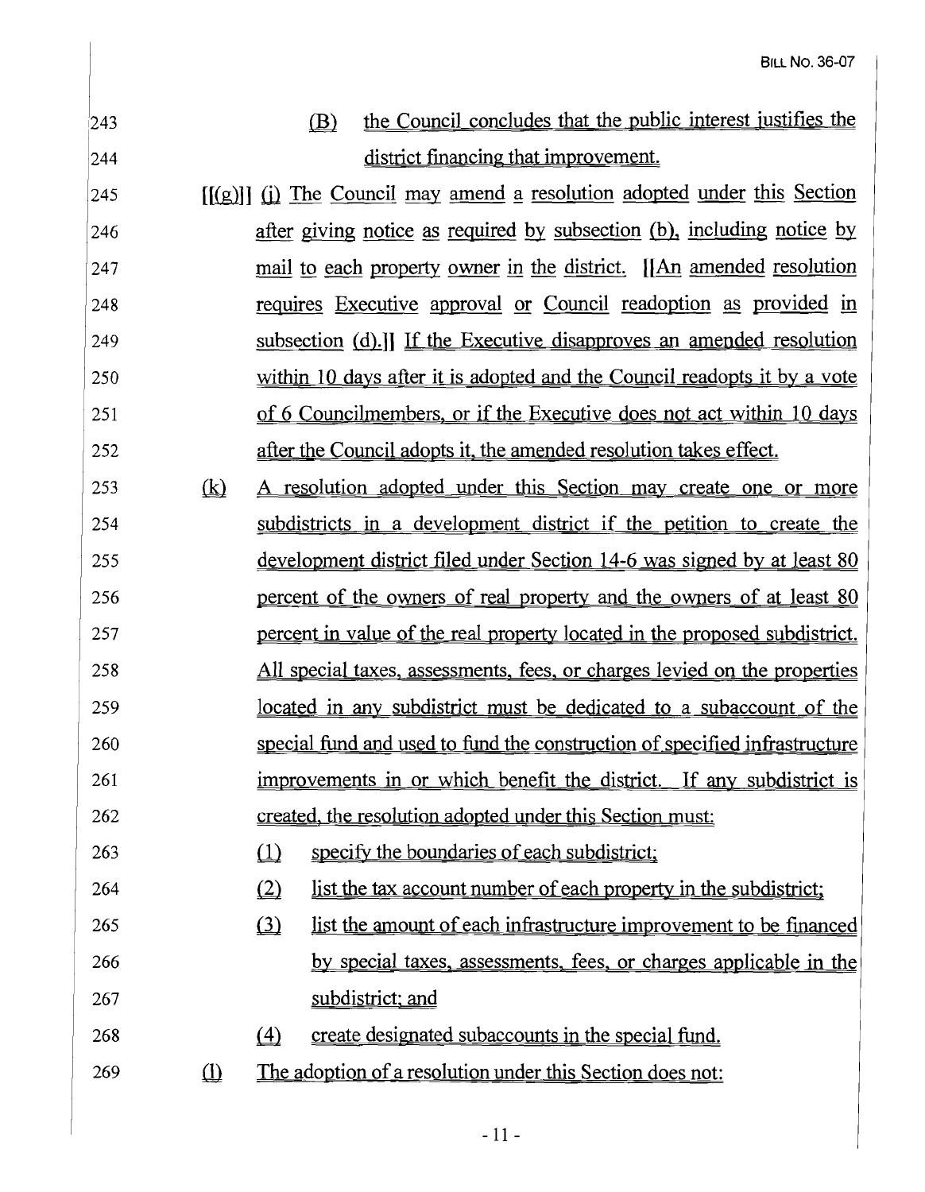243 (B) the Council concludes that the public interest justifies the

244 district financing that improvement.

245 [[(g)]] (j) The Council may amend a resolution adopted under this Section

246 after giving notice as required by subsection (b), including notice by

247 mail to each property owner in the district. [[An amended resolution

248 requires Executive approval or Council readoption as provided in

249 subsection (d).]] If the Executive disapproves an amended resolution

250 within 10 days after it is adopted and the Council readopts it by a vote

251 of 6 Councilmembers, or if the Executive does not act within 10 days

252 after the Council adopts it, the amended resolution takes effect.

253 (k) A resolution adopted under this Section may create one or more

254 subdistricts in a development district if the petition to create the

255 development district filed under Section 14-6 was signed by at least 80

256 percent of the owners of real property and the owners of at least 80

257 percent in value of the real property located in the proposed subdistrict.

258 All special taxes, assessments, fees, or charges levied on the properties

259 located in any subdistrict must be dedicated to a subaccount of the

260 special fund and used to fund the construction of specified infrastructure

261 improvements in or which benefit the district. If any subdistrict is

262 created, the resolution adopted under this Section must:

263 (1) specify the boundaries of each subdistrict;

264 (2) list the tax account number of each property in the subdistrict;

265 (3) list the amount of each infrastructure improvement to be financed

266 by special taxes, assessments, fees, or charges applicable in the

267 subdistrict; and

268 (4) create designated subaccounts in the special fund.

269 (l) The adoption of a resolution under this Section does not: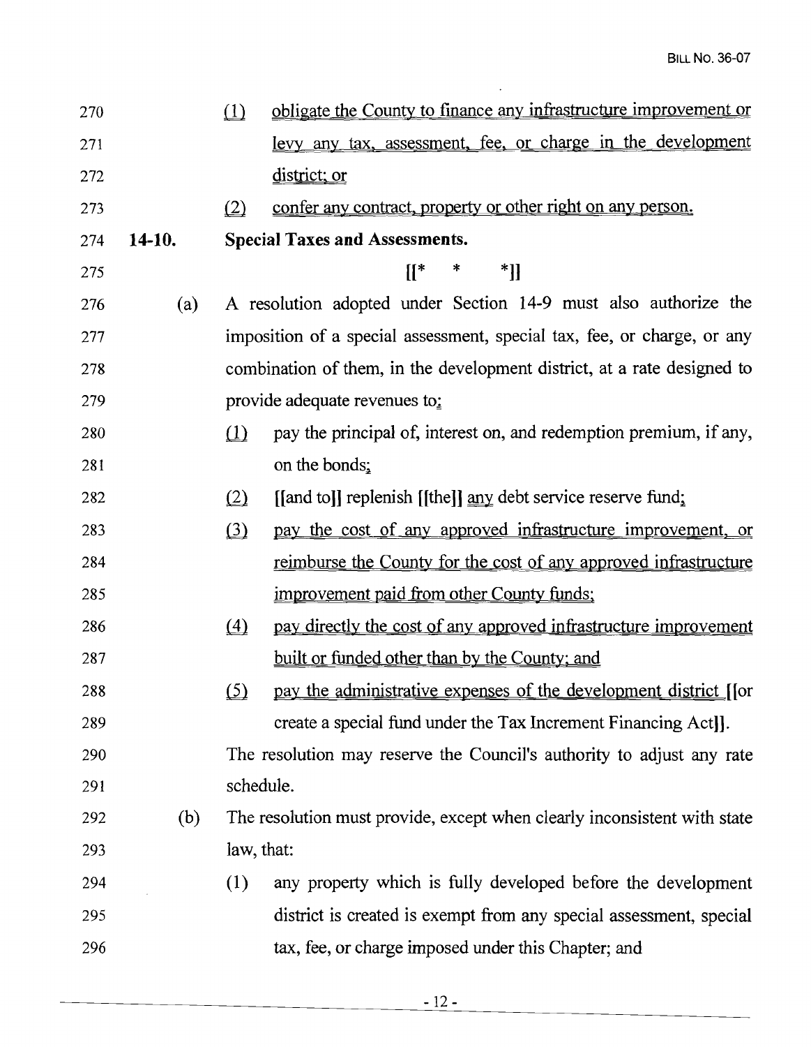(1) obligate the County to finance any infrastructure improvement or levy any tax, assessment, fee, or charge in the development district; or

(2) confer any contract, property or other right on any person.

**14-10. Special Taxes and Assessments.**

[[* * *]]

(a) A resolution adopted under Section 14-9 must also authorize the imposition of a special assessment, special tax, fee, or charge, or any combination of them, in the development district, at a rate designed to provide adequate revenues to:

(1) pay the principal of, interest on, and redemption premium, if any, on the bonds;

(2) [[and to]] replenish [[the]] any debt service reserve fund;

(3) pay the cost of any approved infrastructure improvement, or reimburse the County for the cost of any approved infrastructure improvement paid from other County funds;

(4) pay directly the cost of any approved infrastructure improvement built or funded other than by the County; and

(5) pay the administrative expenses of the development district [[or create a special fund under the Tax Increment Financing Act]].

The resolution may reserve the Council's authority to adjust any rate schedule.

(b) The resolution must provide, except when clearly inconsistent with state law, that:

(1) any property which is fully developed before the development district is created is exempt from any special assessment, special tax, fee, or charge imposed under this Chapter; and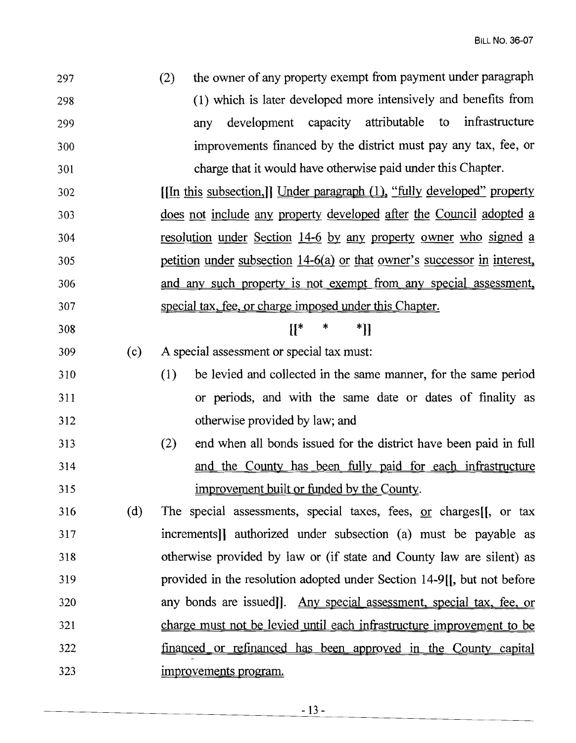297 (2) the owner of any property exempt from payment under paragraph
298 (1) which is later developed more intensively and benefits from
299 any development capacity attributable to infrastructure
300 improvements financed by the district must pay any tax, fee, or
301 charge that it would have otherwise paid under this Chapter.

302 [[In this subsection,]] <u>Under paragraph (1),</u> "fully developed" property
303 <u>does not include any property developed after the Council adopted a</u>
304 <u>resolution under Section 14-6 by any property owner who signed a</u>
305 <u>petition under subsection 14-6(a) or that owner's successor in interest,</u>
306 <u>and any such property is not exempt from any special assessment,</u>
307 <u>special tax, fee, or charge imposed under this Chapter.</u>

308 [[* * *]]

309 (c) A special assessment or special tax must:

310 (1) be levied and collected in the same manner, for the same period
311 or periods, and with the same date or dates of finality as
312 otherwise provided by law; and

313 (2) end when all bonds issued for the district have been paid in full
314 <u>and the County has been fully paid for each infrastructure</u>
315 <u>improvement built or funded by the County</u>.

316 (d) The special assessments, special taxes, fees, <u>or</u> charges[[, or tax
317 increments]] authorized under subsection (a) must be payable as
318 otherwise provided by law or (if state and County law are silent) as
319 provided in the resolution adopted under Section 14-9[[, but not before
320 any bonds are issued]]. <u>Any special assessment, special tax, fee, or</u>
321 <u>charge must not be levied until each infrastructure improvement to be</u>
322 <u>financed or refinanced has been approved in the County capital</u>
323 <u>improvements program.</u>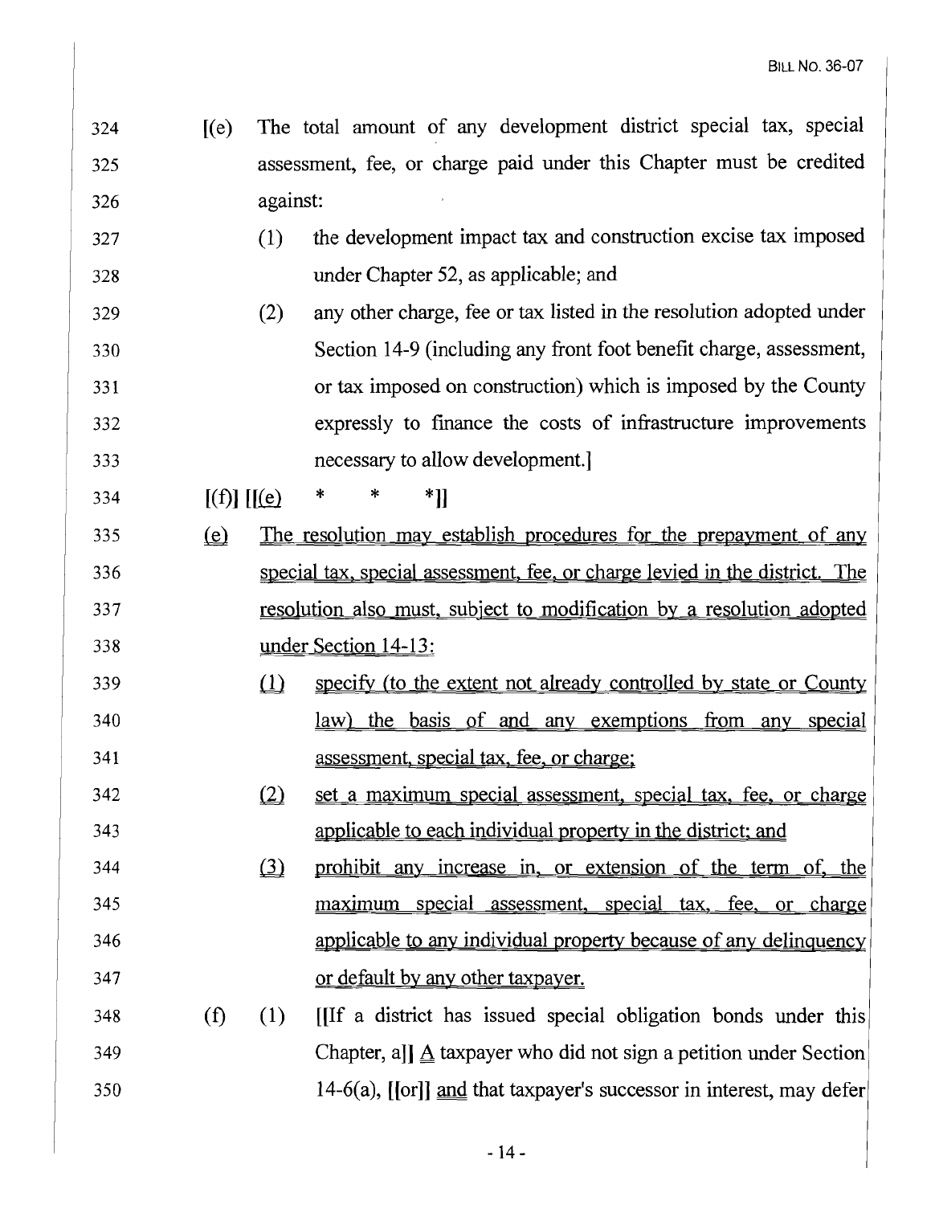324 [(e) The total amount of any development district special tax, special
325 assessment, fee, or charge paid under this Chapter must be credited
326 against:

327 (1) the development impact tax and construction excise tax imposed
328 under Chapter 52, as applicable; and

329 (2) any other charge, fee or tax listed in the resolution adopted under
330 Section 14-9 (including any front foot benefit charge, assessment,
331 or tax imposed on construction) which is imposed by the County
332 expressly to finance the costs of infrastructure improvements
333 necessary to allow development.]

334 [(f)] [[(e) * * *]]

335 <u>(e)</u> <u>The resolution may establish procedures for the prepayment of any</u>
336 <u>special tax, special assessment, fee, or charge levied in the district. The</u>
337 <u>resolution also must, subject to modification by a resolution adopted</u>
338 <u>under Section 14-13:</u>

339 <u>(1)</u> <u>specify (to the extent not already controlled by state or County</u>
340 <u>law) the basis of and any exemptions from any special</u>
341 <u>assessment, special tax, fee, or charge;</u>

342 <u>(2)</u> <u>set a maximum special assessment, special tax, fee, or charge</u>
343 <u>applicable to each individual property in the district; and</u>

344 <u>(3)</u> <u>prohibit any increase in, or extension of the term of, the</u>
345 <u>maximum special assessment, special tax, fee, or charge</u>
346 <u>applicable to any individual property because of any delinquency</u>
347 <u>or default by any other taxpayer.</u>

348 (f) (1) [[If a district has issued special obligation bonds under this
349 Chapter, a]] <u>A</u> taxpayer who did not sign a petition under Section
350 14-6(a), [[or]] <u>and</u> that taxpayer's successor in interest, may defer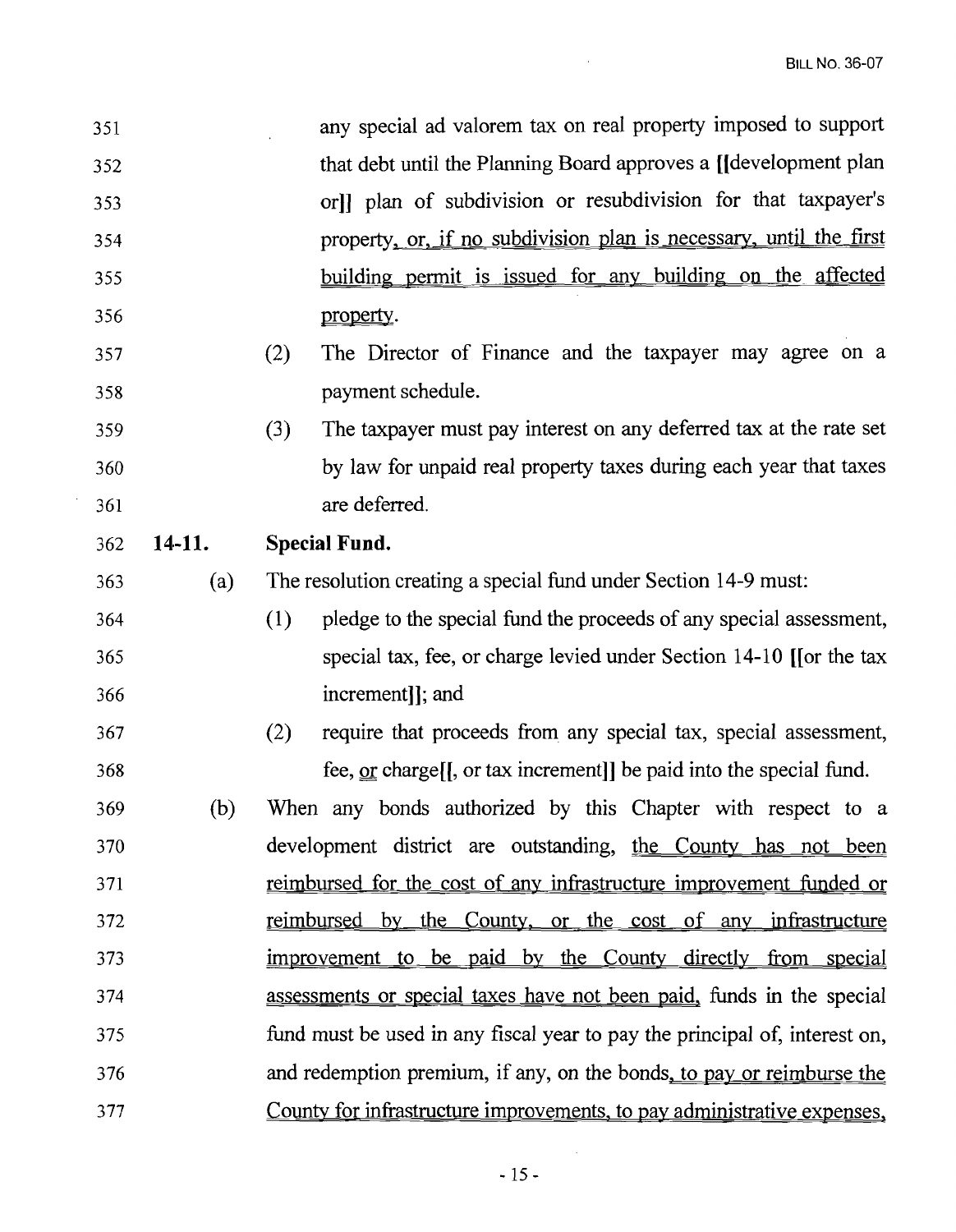any special ad valorem tax on real property imposed to support that debt until the Planning Board approves a [[development plan or]] plan of subdivision or resubdivision for that taxpayer's property, or, if no subdivision plan is necessary, until the first building permit is issued for any building on the affected property.

(2) The Director of Finance and the taxpayer may agree on a payment schedule.

(3) The taxpayer must pay interest on any deferred tax at the rate set by law for unpaid real property taxes during each year that taxes are deferred.

**14-11. Special Fund.**

(a) The resolution creating a special fund under Section 14-9 must:

(1) pledge to the special fund the proceeds of any special assessment, special tax, fee, or charge levied under Section 14-10 [[or the tax increment]]; and

(2) require that proceeds from any special tax, special assessment, fee, or charge[[, or tax increment]] be paid into the special fund.

(b) When any bonds authorized by this Chapter with respect to a development district are outstanding, the County has not been reimbursed for the cost of any infrastructure improvement funded or reimbursed by the County, or the cost of any infrastructure improvement to be paid by the County directly from special assessments or special taxes have not been paid, funds in the special fund must be used in any fiscal year to pay the principal of, interest on, and redemption premium, if any, on the bonds, to pay or reimburse the County for infrastructure improvements, to pay administrative expenses,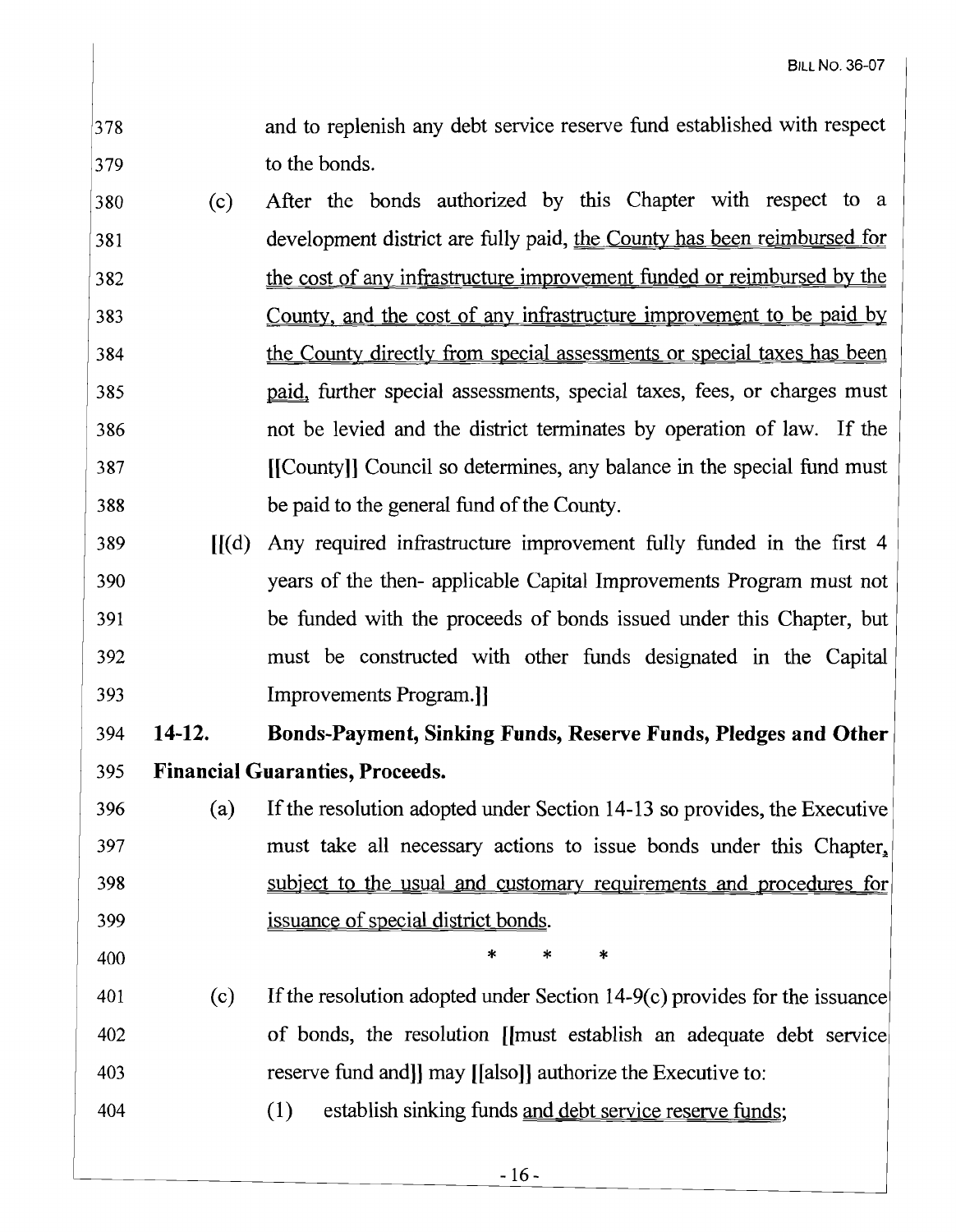and to replenish any debt service reserve fund established with respect to the bonds.

(c) After the bonds authorized by this Chapter with respect to a development district are fully paid, the County has been reimbursed for the cost of any infrastructure improvement funded or reimbursed by the County, and the cost of any infrastructure improvement to be paid by the County directly from special assessments or special taxes has been paid, further special assessments, special taxes, fees, or charges must not be levied and the district terminates by operation of law. If the [[County]] Council so determines, any balance in the special fund must be paid to the general fund of the County.

[[(d) Any required infrastructure improvement fully funded in the first 4 years of the then- applicable Capital Improvements Program must not be funded with the proceeds of bonds issued under this Chapter, but must be constructed with other funds designated in the Capital Improvements Program.]]

**14-12. Bonds-Payment, Sinking Funds, Reserve Funds, Pledges and Other Financial Guaranties, Proceeds.**

(a) If the resolution adopted under Section 14-13 so provides, the Executive must take all necessary actions to issue bonds under this Chapter, subject to the usual and customary requirements and procedures for issuance of special district bonds.

\* \* \*

(c) If the resolution adopted under Section 14-9(c) provides for the issuance of bonds, the resolution [[must establish an adequate debt service reserve fund and]] may [[also]] authorize the Executive to:

(1) establish sinking funds and debt service reserve funds;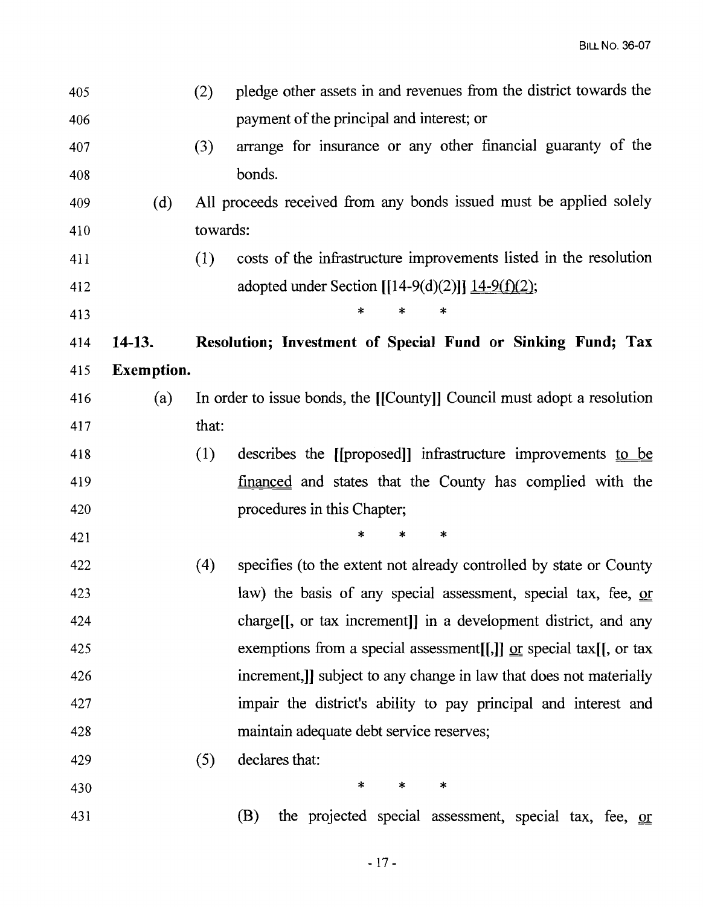405 (2) pledge other assets in and revenues from the district towards the
406 payment of the principal and interest; or

407 (3) arrange for insurance or any other financial guaranty of the
408 bonds.

409 (d) All proceeds received from any bonds issued must be applied solely
410 towards:

411 (1) costs of the infrastructure improvements listed in the resolution
412 adopted under Section [[14-9(d)(2)]] 14-9(f)(2);

413 * * *

414 **14-13. Resolution; Investment of Special Fund or Sinking Fund; Tax**
415 **Exemption.**

416 (a) In order to issue bonds, the [[County]] Council must adopt a resolution
417 that:

418 (1) describes the [[proposed]] infrastructure improvements to be
419 financed and states that the County has complied with the
420 procedures in this Chapter;

421 * * *

422 (4) specifies (to the extent not already controlled by state or County
423 law) the basis of any special assessment, special tax, fee, or
424 charge[[, or tax increment]] in a development district, and any
425 exemptions from a special assessment[[,]] or special tax[[, or tax
426 increment,]] subject to any change in law that does not materially
427 impair the district's ability to pay principal and interest and
428 maintain adequate debt service reserves;

429 (5) declares that:

430 * * *

431 (B) the projected special assessment, special tax, fee, or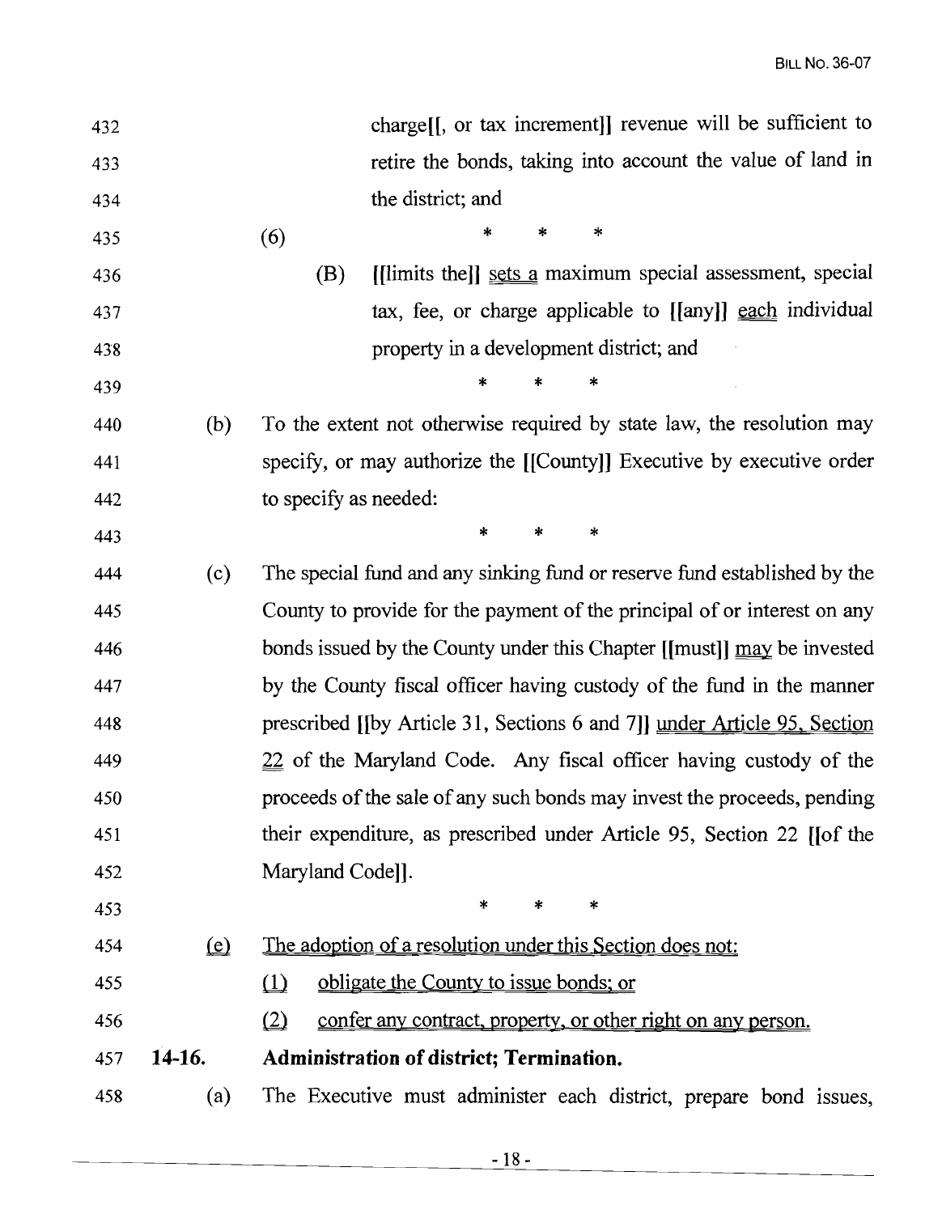432 charge[[, or tax increment]] revenue will be sufficient to
433 retire the bonds, taking into account the value of land in
434 the district; and

435 (6) \* \* \*

436 (B) [[limits the]] sets a maximum special assessment, special
437 tax, fee, or charge applicable to [[any]] each individual
438 property in a development district; and

439 \* \* \*

440 (b) To the extent not otherwise required by state law, the resolution may
441 specify, or may authorize the [[County]] Executive by executive order
442 to specify as needed:

443 \* \* \*

444 (c) The special fund and any sinking fund or reserve fund established by the
445 County to provide for the payment of the principal of or interest on any
446 bonds issued by the County under this Chapter [[must]] may be invested
447 by the County fiscal officer having custody of the fund in the manner
448 prescribed [[by Article 31, Sections 6 and 7]] under Article 95, Section
449 22 of the Maryland Code. Any fiscal officer having custody of the
450 proceeds of the sale of any such bonds may invest the proceeds, pending
451 their expenditure, as prescribed under Article 95, Section 22 [[of the
452 Maryland Code]].

453 \* \* \*

454 (e) The adoption of a resolution under this Section does not:
455 (1) obligate the County to issue bonds; or
456 (2) confer any contract, property, or other right on any person.

457 **14-16. Administration of district; Termination.**

458 (a) The Executive must administer each district, prepare bond issues,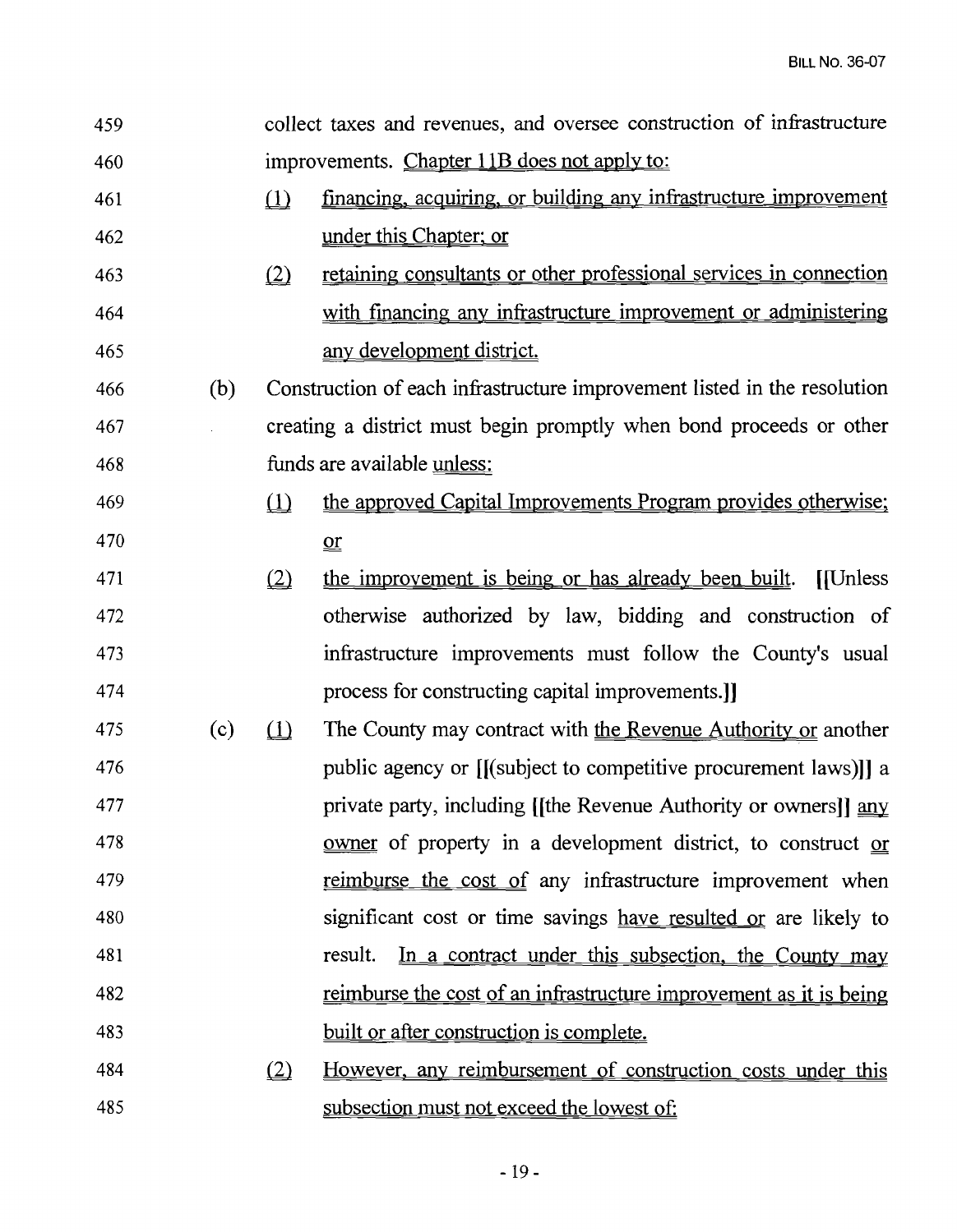collect taxes and revenues, and oversee construction of infrastructure improvements. Chapter 11B does not apply to:

(1) financing, acquiring, or building any infrastructure improvement under this Chapter; or

(2) retaining consultants or other professional services in connection with financing any infrastructure improvement or administering any development district.

(b) Construction of each infrastructure improvement listed in the resolution creating a district must begin promptly when bond proceeds or other funds are available unless:

(1) the approved Capital Improvements Program provides otherwise; or

(2) the improvement is being or has already been built. [[Unless otherwise authorized by law, bidding and construction of infrastructure improvements must follow the County's usual process for constructing capital improvements.]]

(c) (1) The County may contract with the Revenue Authority or another public agency or [[(subject to competitive procurement laws)]] a private party, including [[the Revenue Authority or owners]] any owner of property in a development district, to construct or reimburse the cost of any infrastructure improvement when significant cost or time savings have resulted or are likely to result. In a contract under this subsection, the County may reimburse the cost of an infrastructure improvement as it is being built or after construction is complete.

(2) However, any reimbursement of construction costs under this subsection must not exceed the lowest of: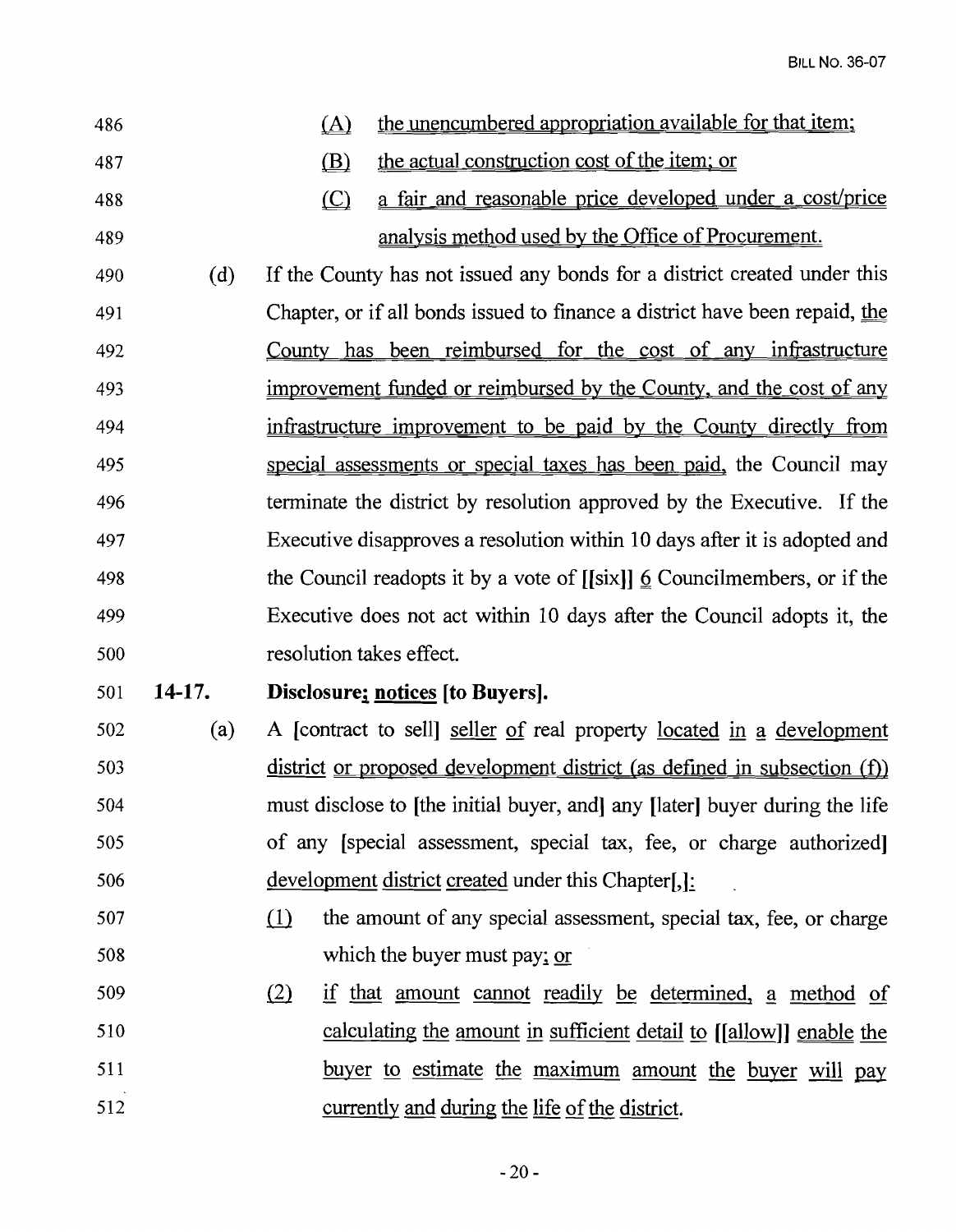486 (A) the unencumbered appropriation available for that item;

487 (B) the actual construction cost of the item; or

488 (C) a fair and reasonable price developed under a cost/price

489 analysis method used by the Office of Procurement.

490 (d) If the County has not issued any bonds for a district created under this

491 Chapter, or if all bonds issued to finance a district have been repaid, the

492 County has been reimbursed for the cost of any infrastructure

493 improvement funded or reimbursed by the County, and the cost of any

494 infrastructure improvement to be paid by the County directly from

495 special assessments or special taxes has been paid, the Council may

496 terminate the district by resolution approved by the Executive. If the

497 Executive disapproves a resolution within 10 days after it is adopted and

498 the Council readopts it by a vote of [[six]] 6 Councilmembers, or if the

499 Executive does not act within 10 days after the Council adopts it, the

500 resolution takes effect.

501 **14-17. Disclosure; notices [to Buyers].**

502 (a) A [contract to sell] seller of real property located in a development

503 district or proposed development district (as defined in subsection (f))

504 must disclose to [the initial buyer, and] any [later] buyer during the life

505 of any [special assessment, special tax, fee, or charge authorized]

506 development district created under this Chapter[,]:

507 (1) the amount of any special assessment, special tax, fee, or charge

508 which the buyer must pay; or

509 (2) if that amount cannot readily be determined, a method of

510 calculating the amount in sufficient detail to [[allow]] enable the

511 buyer to estimate the maximum amount the buyer will pay

512 currently and during the life of the district.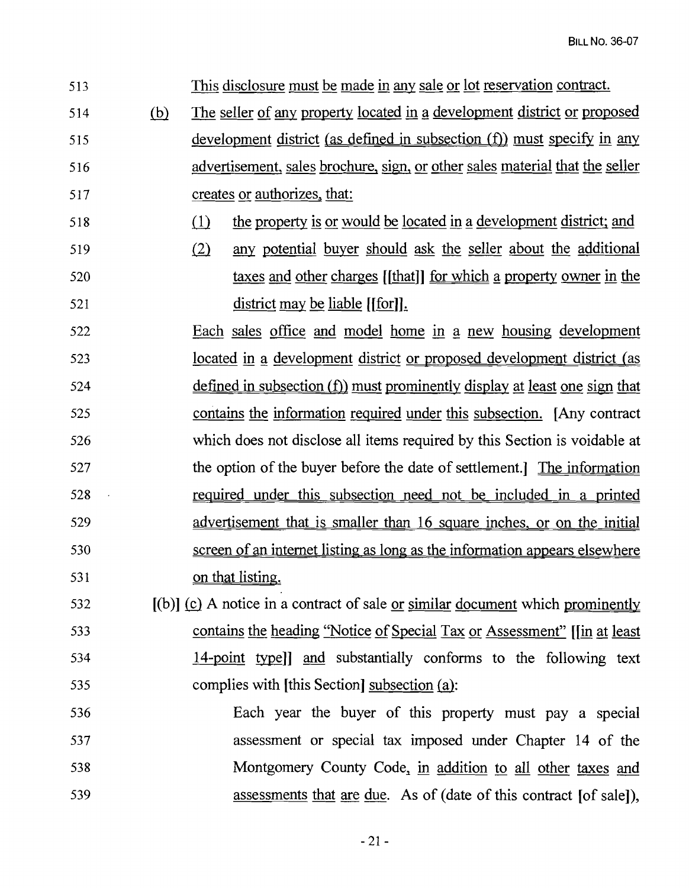This disclosure must be made in any sale or lot reservation contract.

(b) The seller of any property located in a development district or proposed development district (as defined in subsection (f)) must specify in any advertisement, sales brochure, sign, or other sales material that the seller creates or authorizes, that:

(1) the property is or would be located in a development district; and

(2) any potential buyer should ask the seller about the additional taxes and other charges [[that]] for which a property owner in the district may be liable [[for]].

Each sales office and model home in a new housing development located in a development district or proposed development district (as defined in subsection (f)) must prominently display at least one sign that contains the information required under this subsection. [Any contract which does not disclose all items required by this Section is voidable at the option of the buyer before the date of settlement.] The information required under this subsection need not be included in a printed advertisement that is smaller than 16 square inches, or on the initial screen of an internet listing as long as the information appears elsewhere on that listing.

[(b)] (c) A notice in a contract of sale or similar document which prominently contains the heading "Notice of Special Tax or Assessment" [[in at least 14-point type]] and substantially conforms to the following text complies with [this Section] subsection (a):

> Each year the buyer of this property must pay a special assessment or special tax imposed under Chapter 14 of the Montgomery County Code, in addition to all other taxes and assessments that are due. As of (date of this contract [of sale]),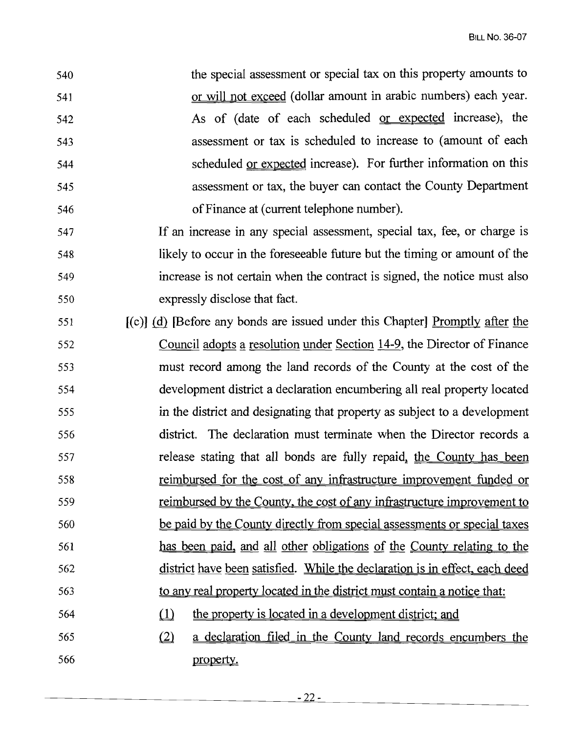540 the special assessment or special tax on this property amounts to
541 <u>or will not exceed</u> (dollar amount in arabic numbers) each year.
542 As of (date of each scheduled <u>or expected</u> increase), the
543 assessment or tax is scheduled to increase to (amount of each
544 scheduled <u>or expected</u> increase). For further information on this
545 assessment or tax, the buyer can contact the County Department
546 of Finance at (current telephone number).

547 If an increase in any special assessment, special tax, fee, or charge is
548 likely to occur in the foreseeable future but the timing or amount of the
549 increase is not certain when the contract is signed, the notice must also
550 expressly disclose that fact.

551 [(c)] <u>(d)</u> [Before any bonds are issued under this Chapter] <u>Promptly after the</u>
552 <u>Council adopts a resolution under Section 14-9</u>, the Director of Finance
553 must record among the land records of the County at the cost of the
554 development district a declaration encumbering all real property located
555 in the district and designating that property as subject to a development
556 district. The declaration must terminate when the Director records a
557 release stating that all bonds are fully repaid, <u>the County has been</u>
558 <u>reimbursed for the cost of any infrastructure improvement funded or</u>
559 <u>reimbursed by the County, the cost of any infrastructure improvement to</u>
560 <u>be paid by the County directly from special assessments or special taxes</u>
561 <u>has been paid, and all other obligations of the County relating to the</u>
562 <u>district have been satisfied. While the declaration is in effect, each deed</u>
563 <u>to any real property located in the district must contain a notice that:</u>

564 <u>(1)</u> <u>the property is located in a development district; and</u>

565 <u>(2)</u> <u>a declaration filed in the County land records encumbers the</u>
566 <u>property.</u>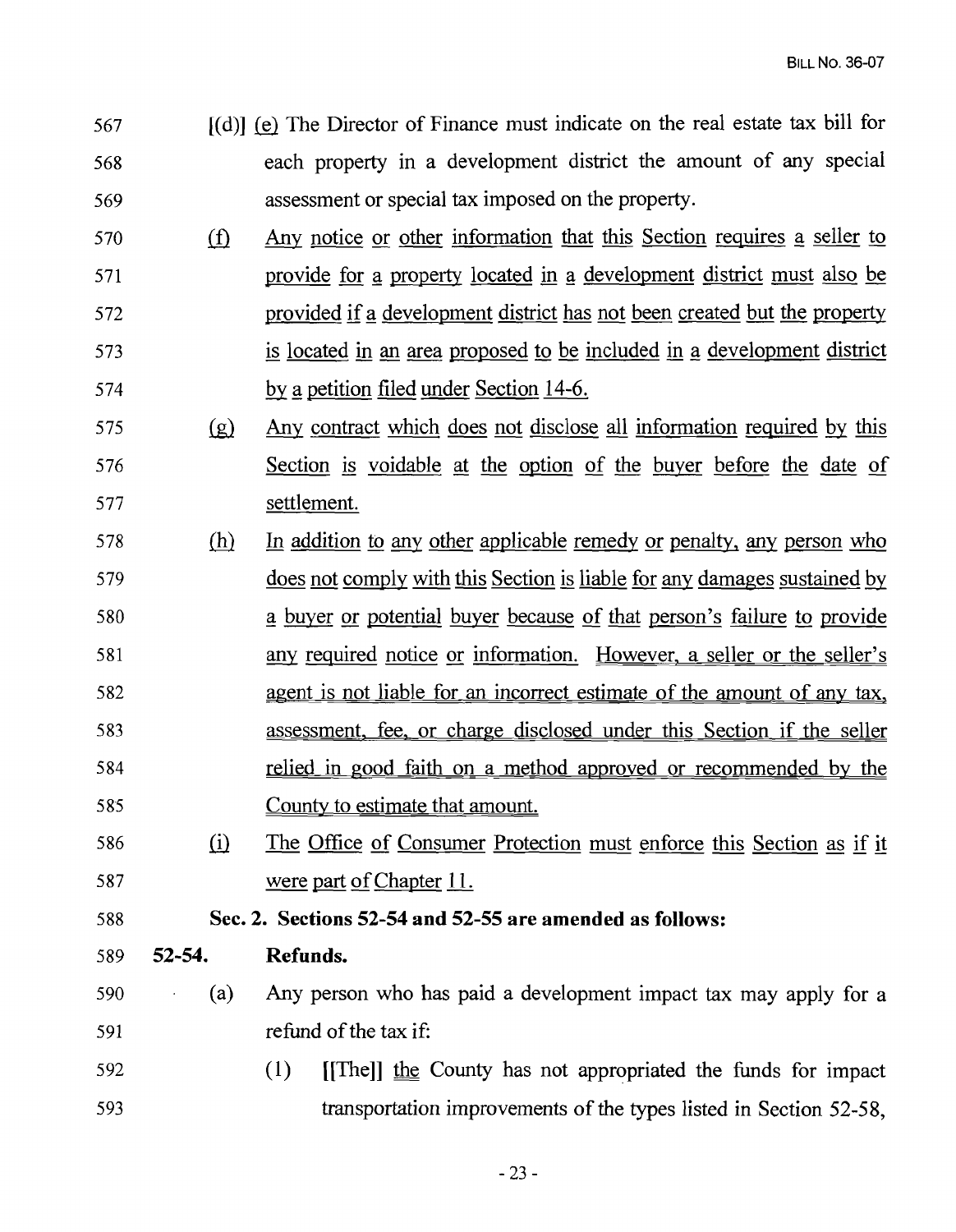567 [(d)] (e) The Director of Finance must indicate on the real estate tax bill for
568 each property in a development district the amount of any special
569 assessment or special tax imposed on the property.

570 (f) Any notice or other information that this Section requires a seller to
571 provide for a property located in a development district must also be
572 provided if a development district has not been created but the property
573 is located in an area proposed to be included in a development district
574 by a petition filed under Section 14-6.

575 (g) Any contract which does not disclose all information required by this
576 Section is voidable at the option of the buyer before the date of
577 settlement.

578 (h) In addition to any other applicable remedy or penalty, any person who
579 does not comply with this Section is liable for any damages sustained by
580 a buyer or potential buyer because of that person's failure to provide
581 any required notice or information. However, a seller or the seller's
582 agent is not liable for an incorrect estimate of the amount of any tax,
583 assessment, fee, or charge disclosed under this Section if the seller
584 relied in good faith on a method approved or recommended by the
585 County to estimate that amount.

586 (i) The Office of Consumer Protection must enforce this Section as if it
587 were part of Chapter 11.

588 **Sec. 2. Sections 52-54 and 52-55 are amended as follows:**

589 **52-54. Refunds.**

590 (a) Any person who has paid a development impact tax may apply for a
591 refund of the tax if:

592 (1) [[The]] the County has not appropriated the funds for impact
593 transportation improvements of the types listed in Section 52-58,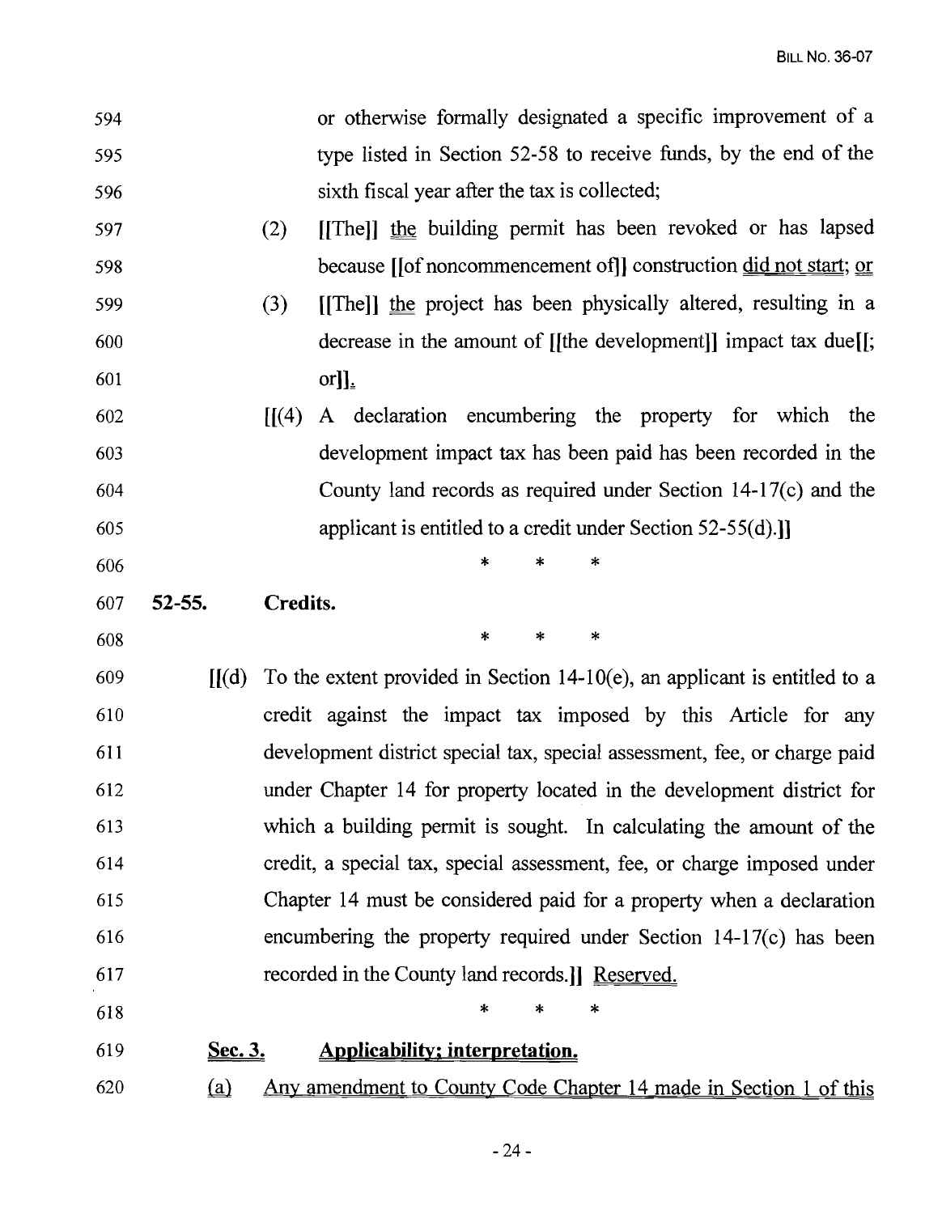594 or otherwise formally designated a specific improvement of a
595 type listed in Section 52-58 to receive funds, by the end of the
596 sixth fiscal year after the tax is collected;

597 (2) [[The]] the building permit has been revoked or has lapsed
598 because [[of noncommencement of]] construction did not start; or

599 (3) [[The]] the project has been physically altered, resulting in a
600 decrease in the amount of [[the development]] impact tax due[[;
601 or]].

602 [[(4) A declaration encumbering the property for which the
603 development impact tax has been paid has been recorded in the
604 County land records as required under Section 14-17(c) and the
605 applicant is entitled to a credit under Section 52-55(d).]]

606 * * *

607 **52-55. Credits.**

608 * * *

609 [[(d) To the extent provided in Section 14-10(e), an applicant is entitled to a
610 credit against the impact tax imposed by this Article for any
611 development district special tax, special assessment, fee, or charge paid
612 under Chapter 14 for property located in the development district for
613 which a building permit is sought. In calculating the amount of the
614 credit, a special tax, special assessment, fee, or charge imposed under
615 Chapter 14 must be considered paid for a property when a declaration
616 encumbering the property required under Section 14-17(c) has been
617 recorded in the County land records.]] Reserved.

618 * * *

619 **Sec. 3. Applicability; interpretation.**

620 (a) Any amendment to County Code Chapter 14 made in Section 1 of this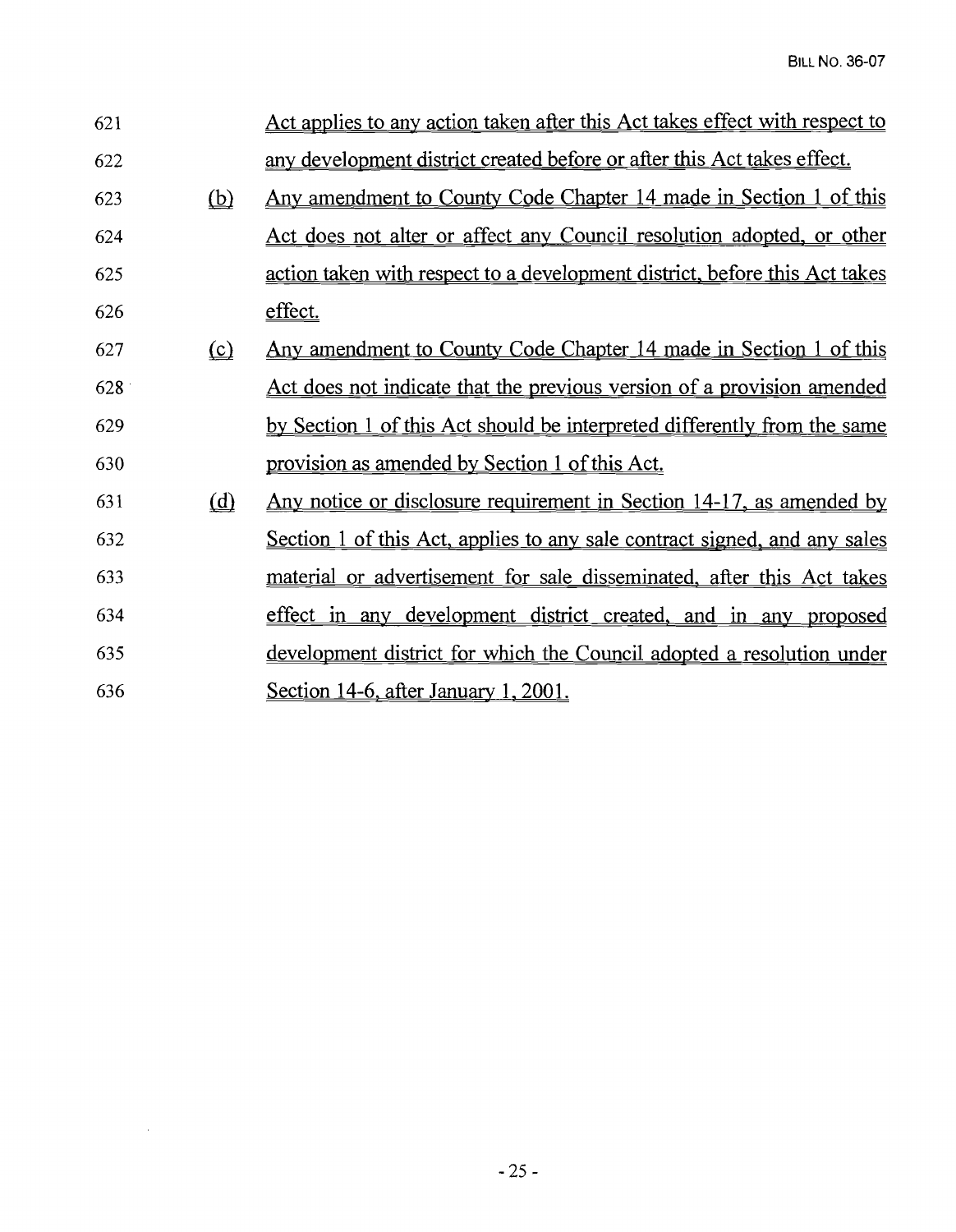621 Act applies to any action taken after this Act takes effect with respect to
622 any development district created before or after this Act takes effect.

623 (b) Any amendment to County Code Chapter 14 made in Section 1 of this
624 Act does not alter or affect any Council resolution adopted, or other
625 action taken with respect to a development district, before this Act takes
626 effect.

627 (c) Any amendment to County Code Chapter 14 made in Section 1 of this
628 Act does not indicate that the previous version of a provision amended
629 by Section 1 of this Act should be interpreted differently from the same
630 provision as amended by Section 1 of this Act.

631 (d) Any notice or disclosure requirement in Section 14-17, as amended by
632 Section 1 of this Act, applies to any sale contract signed, and any sales
633 material or advertisement for sale disseminated, after this Act takes
634 effect in any development district created, and in any proposed
635 development district for which the Council adopted a resolution under
636 Section 14-6, after January 1, 2001.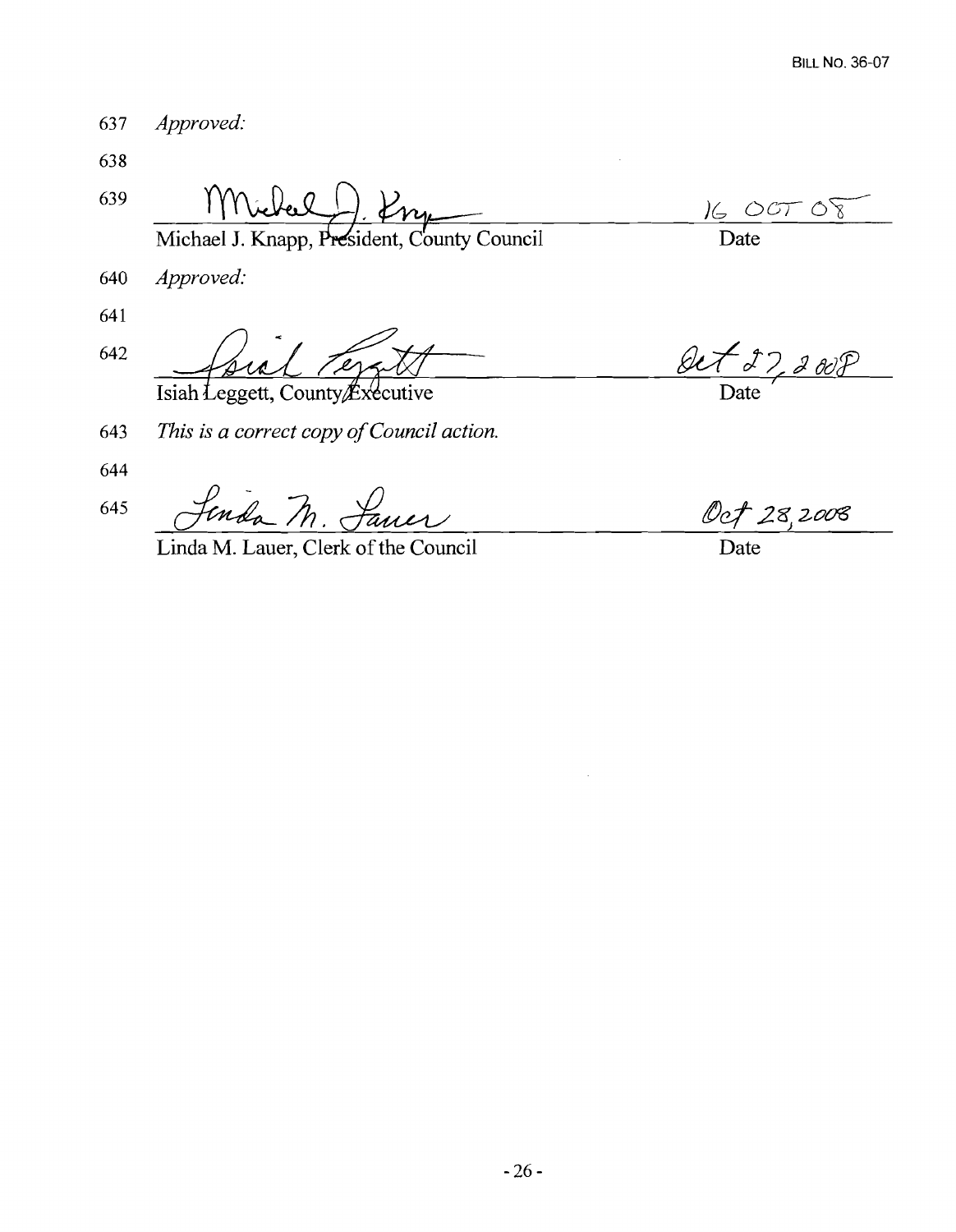637 *Approved:*

638

639 Michael J. Knapp — 16 OCT 08

Michael J. Knapp, President, County Council — Date

640 *Approved:*

641

642 Isiah Leggett — Oct 27, 2008

Isiah Leggett, County Executive — Date

643 *This is a correct copy of Council action.*

644

645 Linda M. Lauer — Oct 28, 2008

Linda M. Lauer, Clerk of the Council — Date